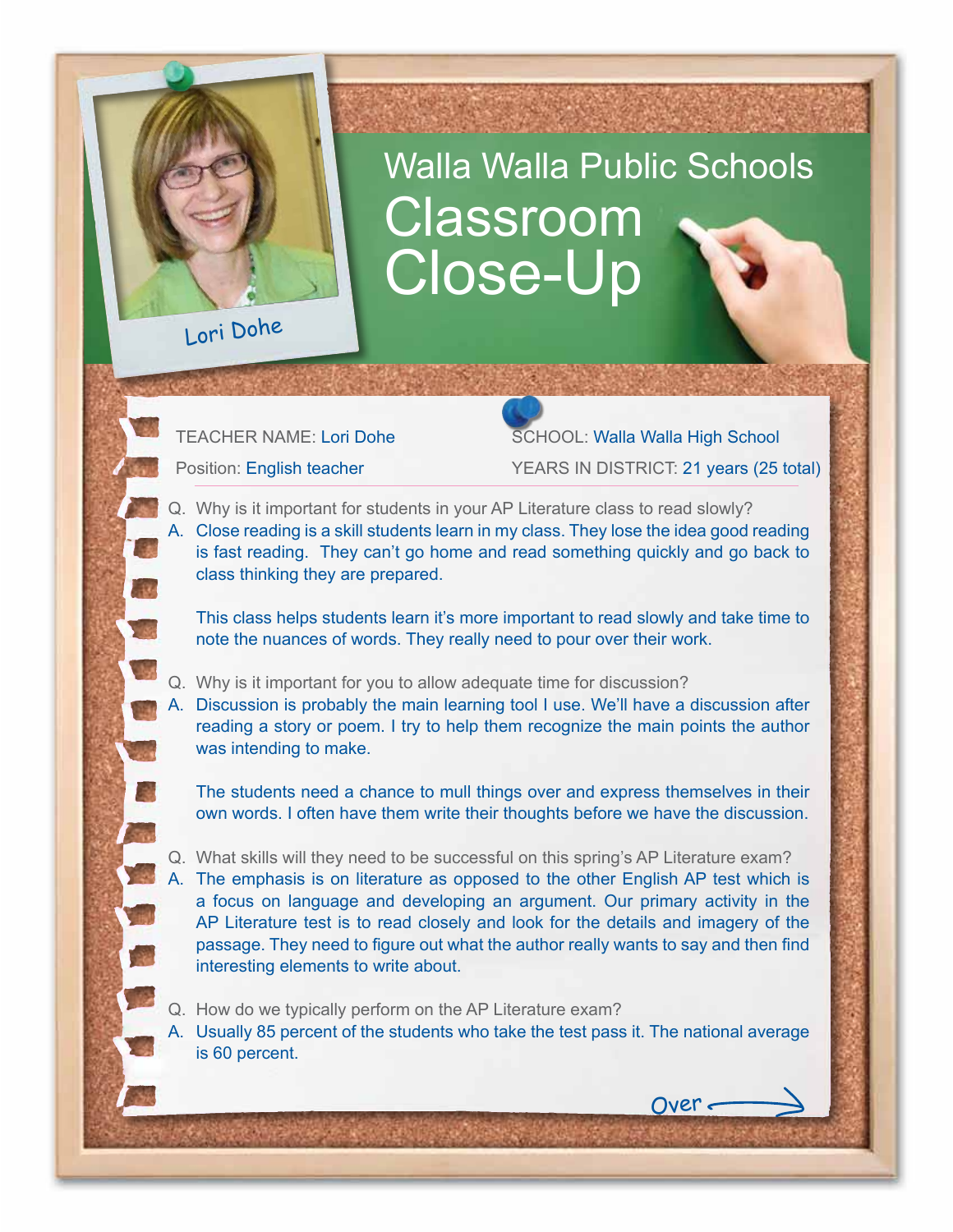# Walla Walla Public Schools

## Classroom Close-Up

Lori Dohe

TEACHER NAME: Lori Dohe

Position: English teacher

SCHOOL: Walla Walla High School

YEARS IN DISTRICT: 21 years (25 total)

Q. Why is it important for students in your AP Literature class to read slowly?

A. Close reading is a skill students learn in my class. They lose the idea good reading is fast reading. They can't go home and read something quickly and go back to class thinking they are prepared.

This class helps students learn it's more important to read slowly and take time to note the nuances of words. They really need to pour over their work.

Q. Why is it important for you to allow adequate time for discussion?

A. Discussion is probably the main learning tool I use. We'll have a discussion after reading a story or poem. I try to help them recognize the main points the author was intending to make.

The students need a chance to mull things over and express themselves in their own words. I often have them write their thoughts before we have the discussion.

Q. What skills will they need to be successful on this spring's AP Literature exam?

A. The emphasis is on literature as opposed to the other English AP test which is a focus on language and developing an argument. Our primary activity in the AP Literature test is to read closely and look for the details and imagery of the passage. They need to figure out what the author really wants to say and then find interesting elements to write about.

Q. How do we typically perform on the AP Literature exam?

A. Usually 85 percent of the students who take the test pass it. The national average is 60 percent.

Over →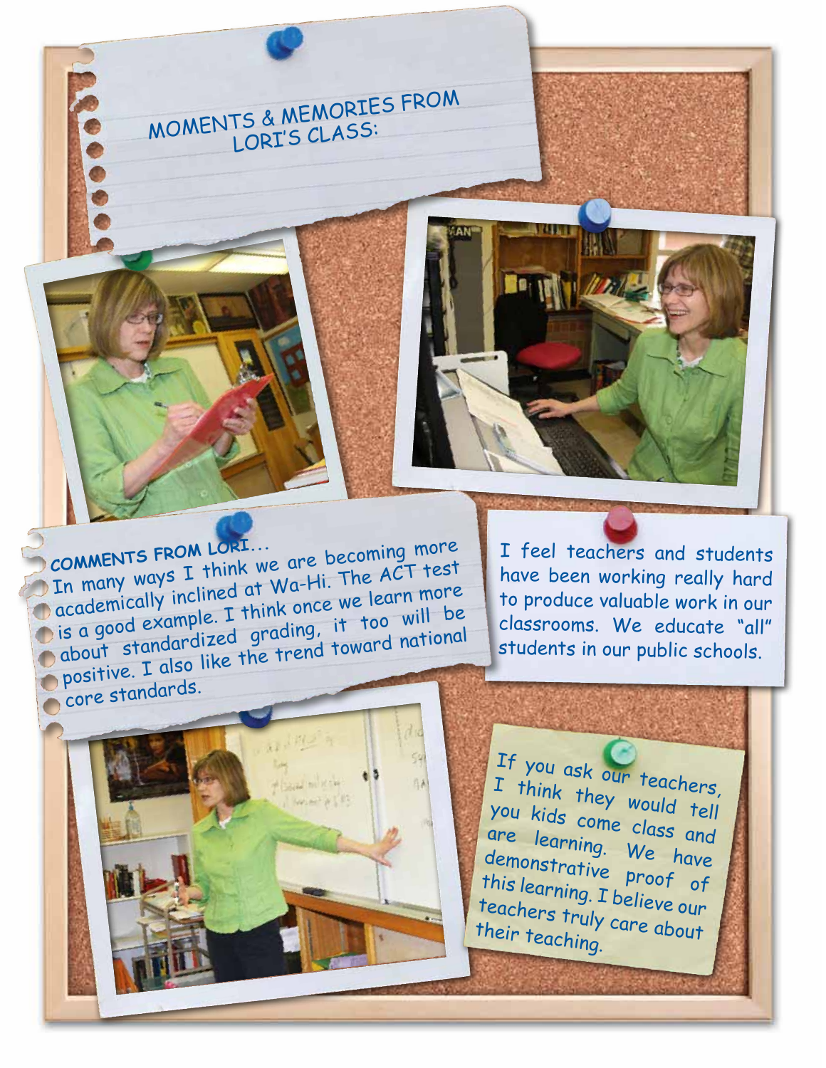# MOMENTS & MEMORIES FROM LORI'S CLASS:

**COMMENTS FROM LORI…**

In many ways I think we are becoming more academically inclined at Wa-Hi. The ACT test is a good example. I think once we learn more about standardized grading, it too will be positive. I also like the trend toward national core standards.

I feel teachers and students have been working really hard to produce valuable work in our classrooms. We educate "all" students in our public schools.

If you ask our teachers, I think they would tell you kids come class and are learning. We have demonstrative proof of this learning. I believe our teachers truly care about their teaching.